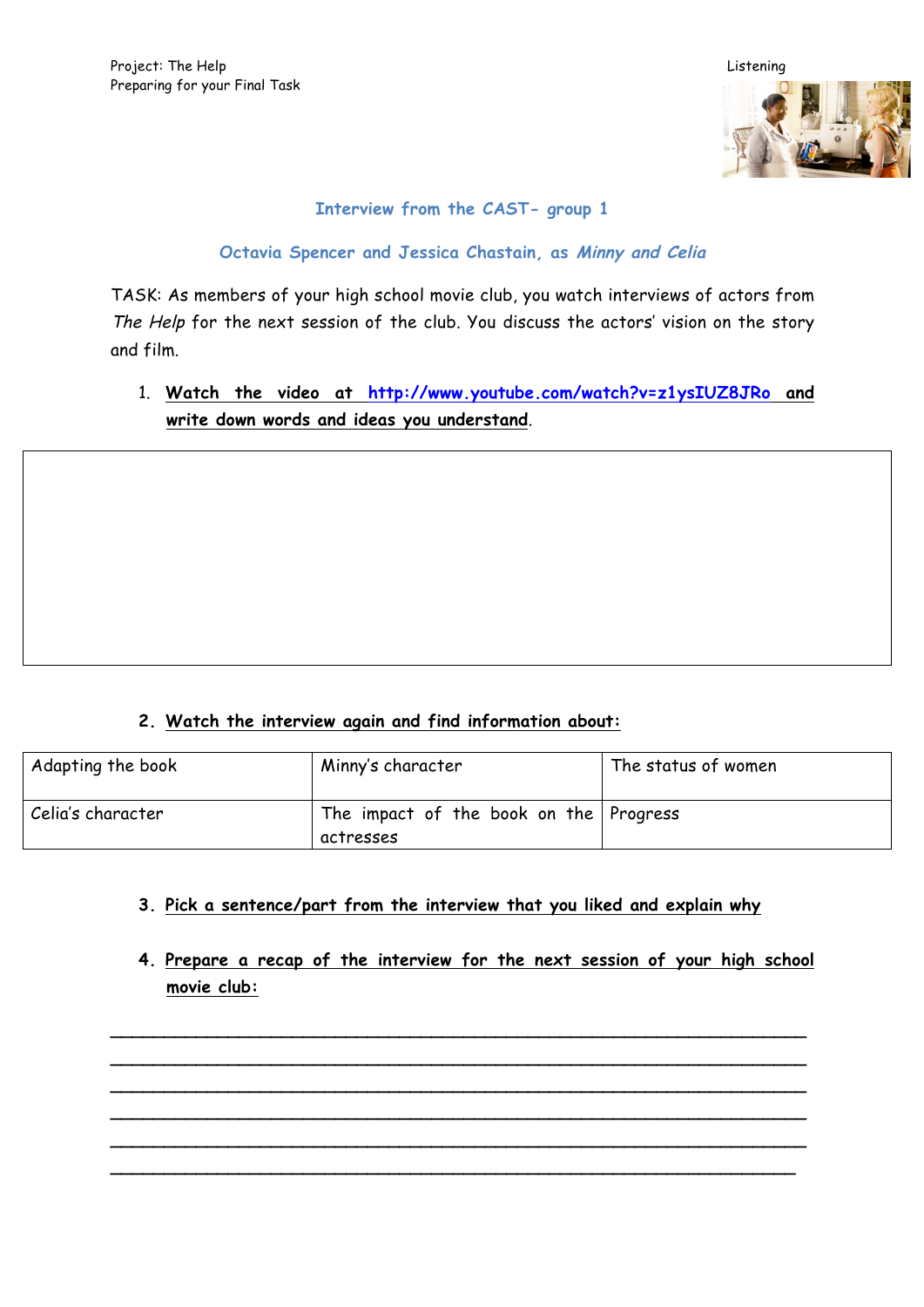Project: The Help
Preparing for your Final Task

Listening

## Interview from the CAST- group 1

### Octavia Spencer and Jessica Chastain, as *Minny and Celia*

TASK: As members of your high school movie club, you watch interviews of actors from *The Help* for the next session of the club. You discuss the actors' vision on the story and film.

1. **Watch the video at http://www.youtube.com/watch?v=z1ysIUZ8JRo and write down words and ideas you understand.**

2. **Watch the interview again and find information about:**

| Adapting the book | Minny's character | The status of women |
|---|---|---|
| Celia's character | The impact of the book on the actresses | Progress |

3. **Pick a sentence/part from the interview that you liked and explain why**

4. **Prepare a recap of the interview for the next session of your high school movie club:**

_______________________________________________________________

_______________________________________________________________

_______________________________________________________________

_______________________________________________________________

_______________________________________________________________

_______________________________________________________________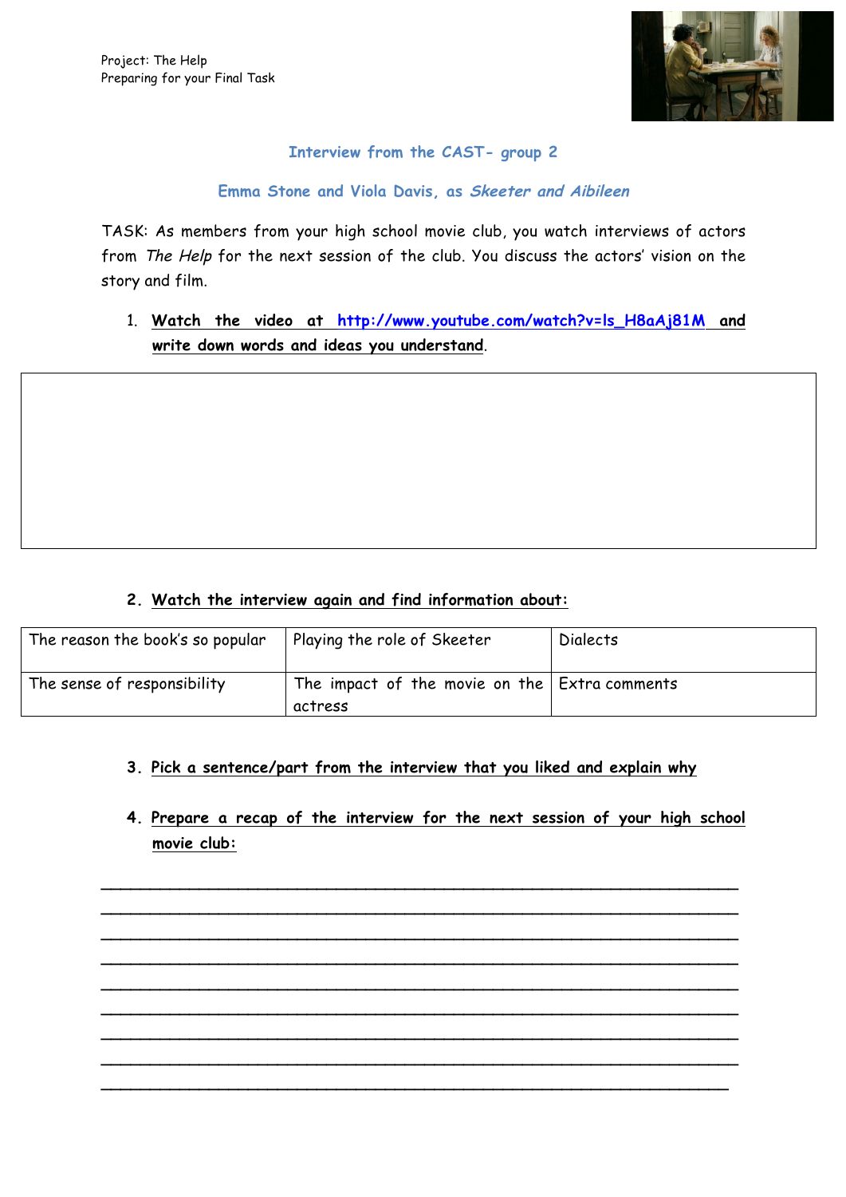Project: The Help
Preparing for your Final Task

## Interview from the CAST- group 2

### Emma Stone and Viola Davis, as *Skeeter and Aibileen*

TASK: As members from your high school movie club, you watch interviews of actors from *The Help* for the next session of the club. You discuss the actors' vision on the story and film.

1. **Watch the video at [http://www.youtube.com/watch?v=ls_H8aAj81M](http://www.youtube.com/watch?v=ls_H8aAj81M) and write down words and ideas you understand**.

| |
|---|
| |

2. **Watch the interview again and find information about:**

| The reason the book's so popular | Playing the role of Skeeter | Dialects |
|---|---|---|
| The sense of responsibility | The impact of the movie on the actress | Extra comments |

3. **Pick a sentence/part from the interview that you liked and explain why**

4. **Prepare a recap of the interview for the next session of your high school movie club:**

_______________________________________________________________

_______________________________________________________________

_______________________________________________________________

_______________________________________________________________

_______________________________________________________________

_______________________________________________________________

_______________________________________________________________

_______________________________________________________________

_______________________________________________________________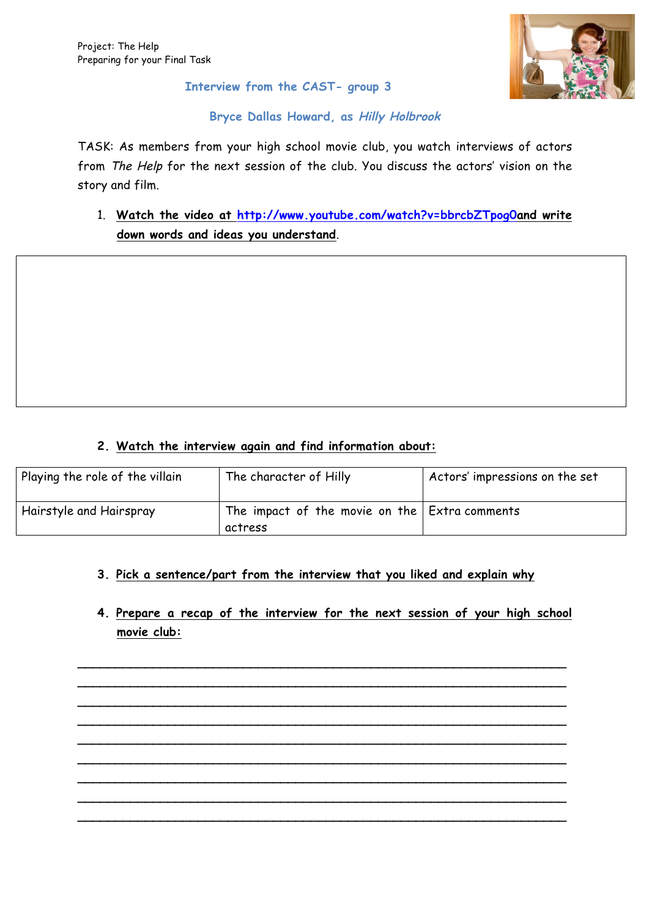Project: The Help
Preparing for your Final Task

### Interview from the CAST- group 3

### Bryce Dallas Howard, as *Hilly Holbrook*

TASK: As members from your high school movie club, you watch interviews of actors from *The Help* for the next session of the club. You discuss the actors' vision on the story and film.

1. **Watch the video at http://www.youtube.com/watch?v=bbrcbZTpog0and write down words and ideas you understand**.

2. **Watch the interview again and find information about:**

| Playing the role of the villain | The character of Hilly | Actors' impressions on the set |
|---|---|---|
| Hairstyle and Hairspray | The impact of the movie on the actress | Extra comments |

3. **Pick a sentence/part from the interview that you liked and explain why**

4. **Prepare a recap of the interview for the next session of your high school movie club:**

_______________________________________________________________

_______________________________________________________________

_______________________________________________________________

_______________________________________________________________

_______________________________________________________________

_______________________________________________________________

_______________________________________________________________

_______________________________________________________________

_______________________________________________________________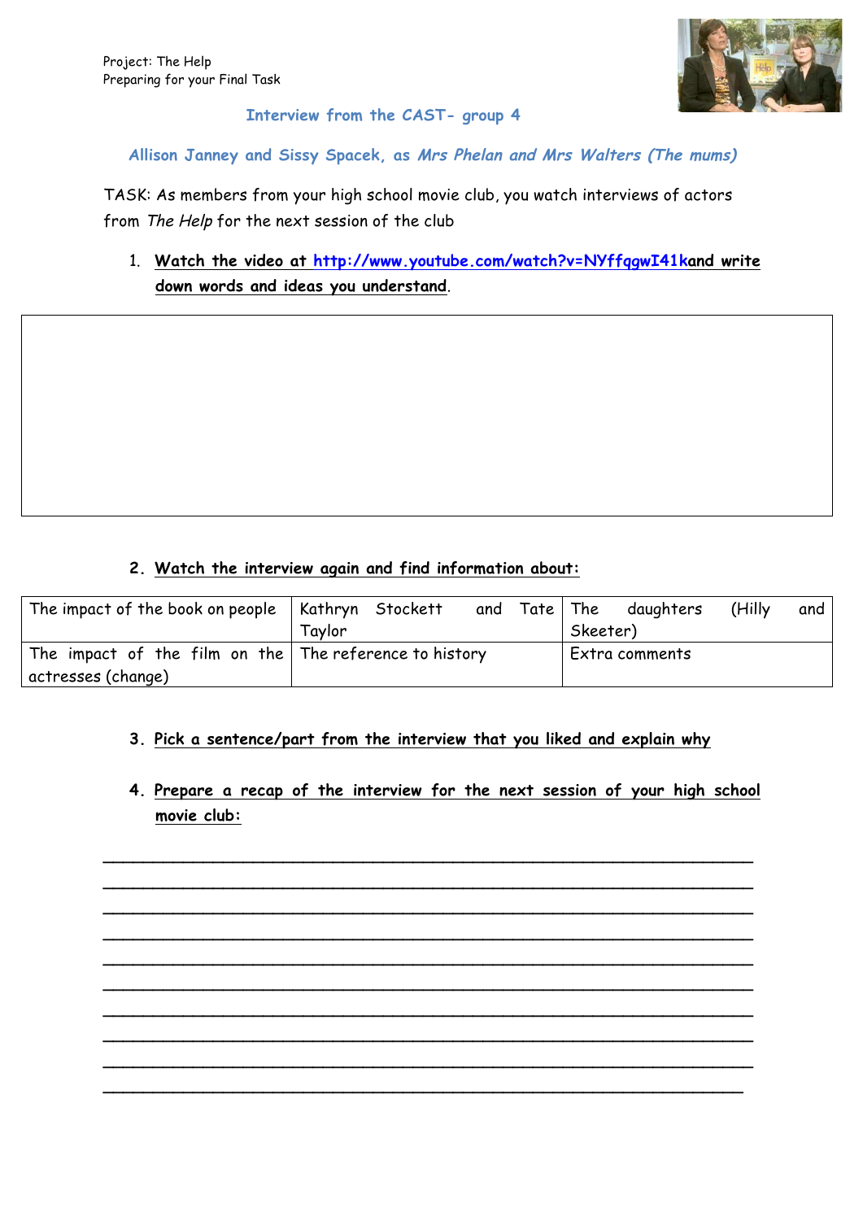Project: The Help
Preparing for your Final Task

## Interview from the CAST- group 4

### Allison Janney and Sissy Spacek, as *Mrs Phelan and Mrs Walters (The mums)*

TASK: As members from your high school movie club, you watch interviews of actors from *The Help* for the next session of the club

1. **Watch the video at http://www.youtube.com/watch?v=NYffqgwI41kand write down words and ideas you understand**.

2. **Watch the interview again and find information about:**

| | | |
|---|---|---|
| The impact of the book on people | Kathryn Stockett and Tate Taylor | The daughters (Hilly and Skeeter) |
| The impact of the film on the actresses (change) | The reference to history | Extra comments |

3. **Pick a sentence/part from the interview that you liked and explain why**

4. **Prepare a recap of the interview for the next session of your high school movie club:**

___________________________________________________________________
___________________________________________________________________
___________________________________________________________________
___________________________________________________________________
___________________________________________________________________
___________________________________________________________________
___________________________________________________________________
___________________________________________________________________
___________________________________________________________________
___________________________________________________________________